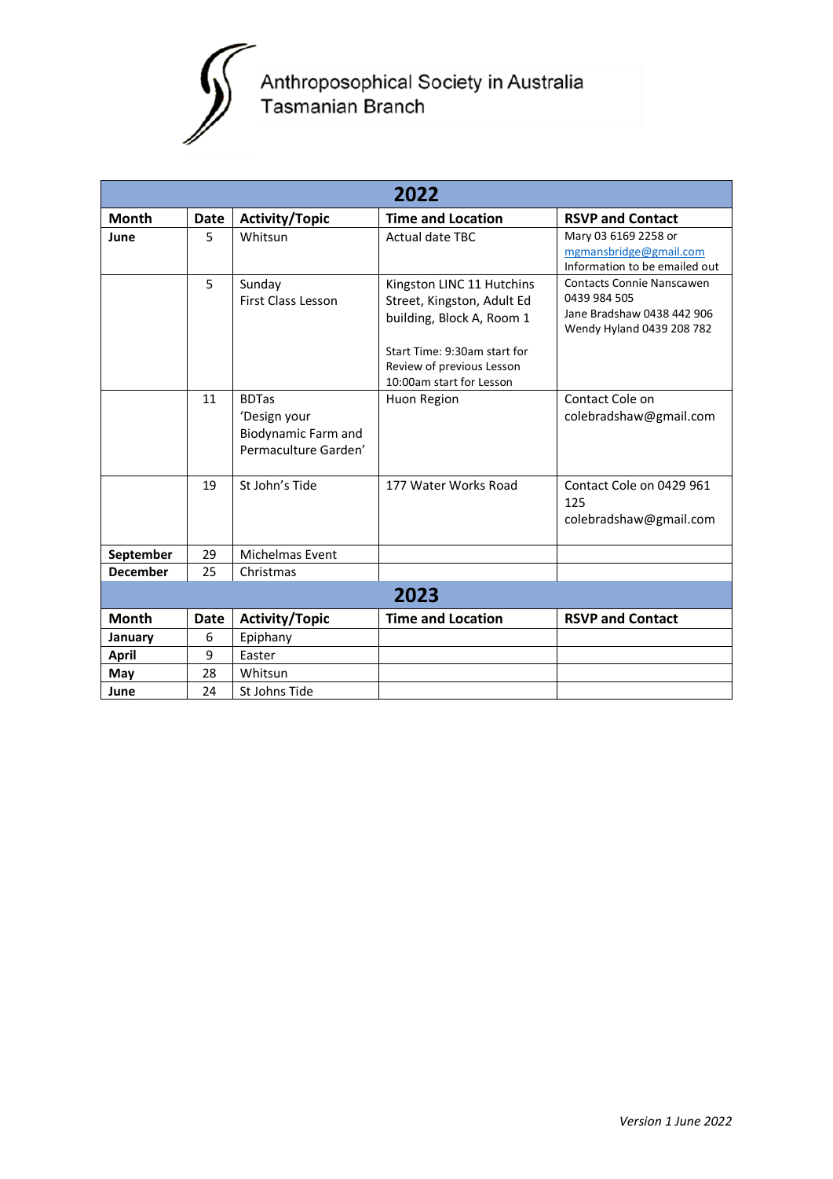# Anthroposophical Society in Australia
## Tasmanian Branch

| 2022 | | | | |
|---|---|---|---|---|
| **Month** | **Date** | **Activity/Topic** | **Time and Location** | **RSVP and Contact** |
| **June** | 5 | Whitsun | Actual date TBC | Mary 03 6169 2258 or mgmansbridge@gmail.com Information to be emailed out |
| | 5 | Sunday First Class Lesson | Kingston LINC 11 Hutchins Street, Kingston, Adult Ed building, Block A, Room 1<br><br>Start Time: 9:30am start for Review of previous Lesson 10:00am start for Lesson | Contacts Connie Nanscawen 0439 984 505 Jane Bradshaw 0438 442 906 Wendy Hyland 0439 208 782 |
| | 11 | BDTas 'Design your Biodynamic Farm and Permaculture Garden' | Huon Region | Contact Cole on colebradshaw@gmail.com |
| | 19 | St John's Tide | 177 Water Works Road | Contact Cole on 0429 961 125 colebradshaw@gmail.com |
| **September** | 29 | Michelmas Event | | |
| **December** | 25 | Christmas | | |

| 2023 | | | | |
|---|---|---|---|---|
| **Month** | **Date** | **Activity/Topic** | **Time and Location** | **RSVP and Contact** |
| **January** | 6 | Epiphany | | |
| **April** | 9 | Easter | | |
| **May** | 28 | Whitsun | | |
| **June** | 24 | St Johns Tide | | |

*Version 1 June 2022*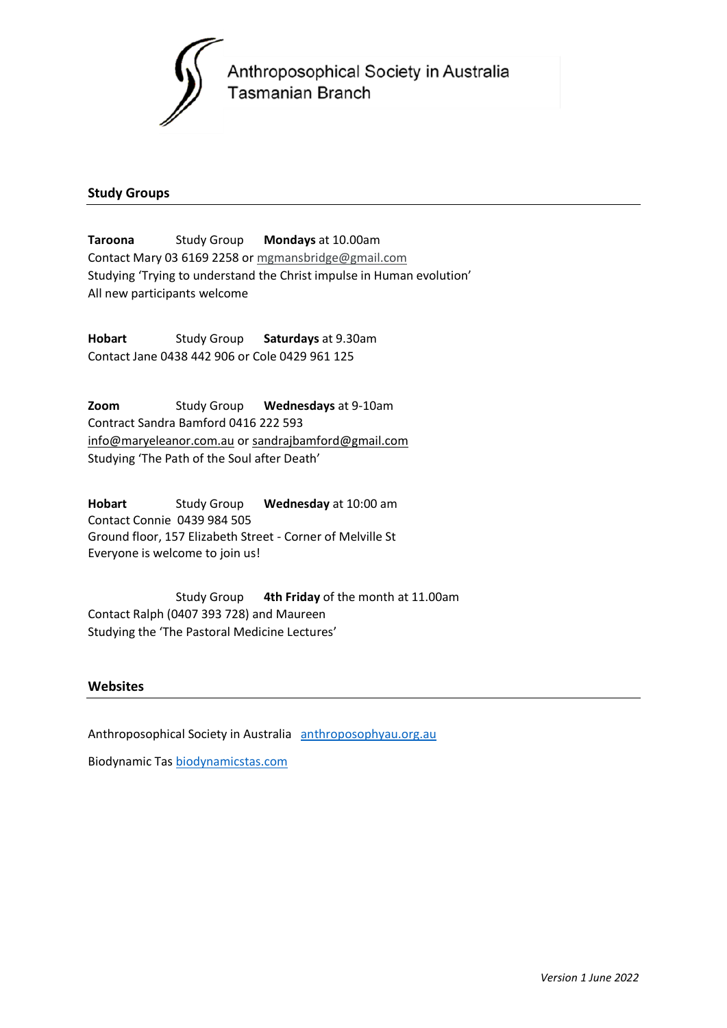Anthroposophical Society in Australia
Tasmanian Branch

## Study Groups

**Taroona** Study Group **Mondays** at 10.00am
Contact Mary 03 6169 2258 or mgmansbridge@gmail.com
Studying 'Trying to understand the Christ impulse in Human evolution'
All new participants welcome

**Hobart** Study Group **Saturdays** at 9.30am
Contact Jane 0438 442 906 or Cole 0429 961 125

**Zoom** Study Group **Wednesdays** at 9-10am
Contract Sandra Bamford 0416 222 593
info@maryeleanor.com.au or sandrajbamford@gmail.com
Studying 'The Path of the Soul after Death'

**Hobart** Study Group **Wednesday** at 10:00 am
Contact Connie 0439 984 505
Ground floor, 157 Elizabeth Street - Corner of Melville St
Everyone is welcome to join us!

Study Group **4th Friday** of the month at 11.00am
Contact Ralph (0407 393 728) and Maureen
Studying the 'The Pastoral Medicine Lectures'

## Websites

Anthroposophical Society in Australia anthroposophyau.org.au

Biodynamic Tas biodynamicstas.com

*Version 1 June 2022*